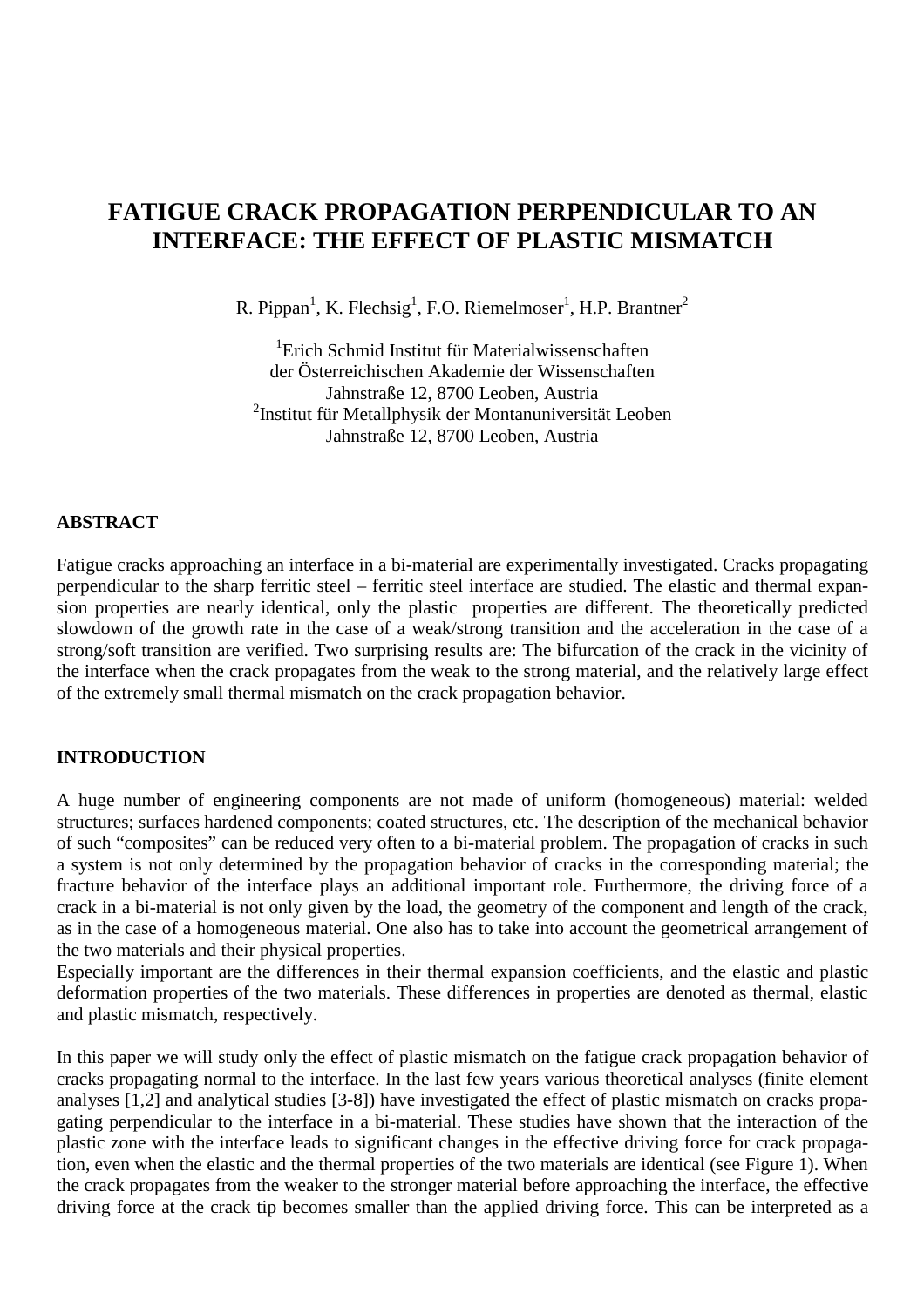# FATIGUE CRACK PROPAGATION PERPENDICULAR TO AN INTERFACE: THE EFFECT OF PLASTIC MISMATCH

R. Pippan[1], K. Flechsig[1], F.O. Riemelmoser[1], H.P. Brantner[2]

[1]Erich Schmid Institut für Materialwissenschaften
der Österreichischen Akademie der Wissenschaften
Jahnstraße 12, 8700 Leoben, Austria
[2]Institut für Metallphysik der Montanuniversität Leoben
Jahnstraße 12, 8700 Leoben, Austria

## ABSTRACT

Fatigue cracks approaching an interface in a bi-material are experimentally investigated. Cracks propagating perpendicular to the sharp ferritic steel – ferritic steel interface are studied. The elastic and thermal expansion properties are nearly identical, only the plastic properties are different. The theoretically predicted slowdown of the growth rate in the case of a weak/strong transition and the acceleration in the case of a strong/soft transition are verified. Two surprising results are: The bifurcation of the crack in the vicinity of the interface when the crack propagates from the weak to the strong material, and the relatively large effect of the extremely small thermal mismatch on the crack propagation behavior.

## INTRODUCTION

A huge number of engineering components are not made of uniform (homogeneous) material: welded structures; surfaces hardened components; coated structures, etc. The description of the mechanical behavior of such "composites" can be reduced very often to a bi-material problem. The propagation of cracks in such a system is not only determined by the propagation behavior of cracks in the corresponding material; the fracture behavior of the interface plays an additional important role. Furthermore, the driving force of a crack in a bi-material is not only given by the load, the geometry of the component and length of the crack, as in the case of a homogeneous material. One also has to take into account the geometrical arrangement of the two materials and their physical properties.
Especially important are the differences in their thermal expansion coefficients, and the elastic and plastic deformation properties of the two materials. These differences in properties are denoted as thermal, elastic and plastic mismatch, respectively.

In this paper we will study only the effect of plastic mismatch on the fatigue crack propagation behavior of cracks propagating normal to the interface. In the last few years various theoretical analyses (finite element analyses [1,2] and analytical studies [3-8]) have investigated the effect of plastic mismatch on cracks propagating perpendicular to the interface in a bi-material. These studies have shown that the interaction of the plastic zone with the interface leads to significant changes in the effective driving force for crack propagation, even when the elastic and the thermal properties of the two materials are identical (see Figure 1). When the crack propagates from the weaker to the stronger material before approaching the interface, the effective driving force at the crack tip becomes smaller than the applied driving force. This can be interpreted as a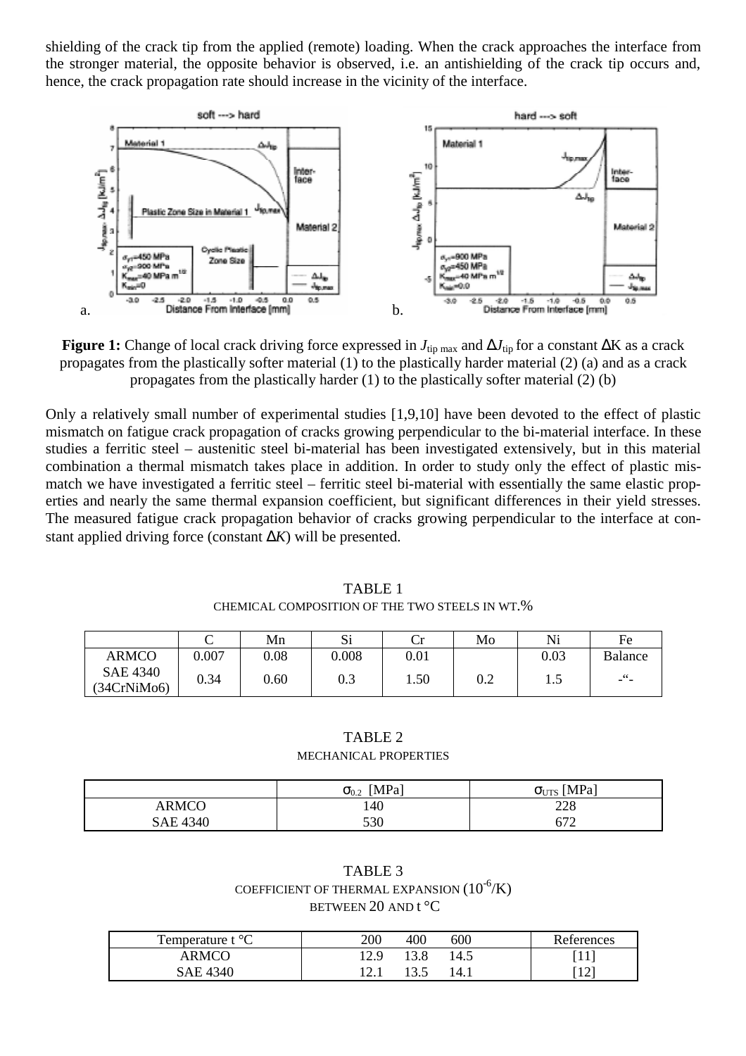shielding of the crack tip from the applied (remote) loading. When the crack approaches the interface from the stronger material, the opposite behavior is observed, i.e. an antishielding of the crack tip occurs and, hence, the crack propagation rate should increase in the vicinity of the interface.

**Figure 1:** Change of local crack driving force expressed in $J_{\text{tip max}}$ and $\Delta J_{\text{tip}}$ for a constant $\Delta K$ as a crack propagates from the plastically softer material (1) to the plastically harder material (2) (a) and as a crack propagates from the plastically harder (1) to the plastically softer material (2) (b)

Only a relatively small number of experimental studies [1,9,10] have been devoted to the effect of plastic mismatch on fatigue crack propagation of cracks growing perpendicular to the bi-material interface. In these studies a ferritic steel – austenitic steel bi-material has been investigated extensively, but in this material combination a thermal mismatch takes place in addition. In order to study only the effect of plastic mismatch we have investigated a ferritic steel – ferritic steel bi-material with essentially the same elastic properties and nearly the same thermal expansion coefficient, but significant differences in their yield stresses. The measured fatigue crack propagation behavior of cracks growing perpendicular to the interface at constant applied driving force (constant $\Delta K$) will be presented.

TABLE 1
CHEMICAL COMPOSITION OF THE TWO STEELS IN WT.%

| | C | Mn | Si | Cr | Mo | Ni | Fe |
|---|---|---|---|---|---|---|---|
| ARMCO | 0.007 | 0.08 | 0.008 | 0.01 | | 0.03 | Balance |
| SAE 4340 (34CrNiMo6) | 0.34 | 0.60 | 0.3 | 1.50 | 0.2 | 1.5 | -“- |

TABLE 2
MECHANICAL PROPERTIES

| | $\sigma_{0.2}$ [MPa] | $\sigma_{\text{UTS}}$ [MPa] |
|---|---|---|
| ARMCO | 140 | 228 |
| SAE 4340 | 530 | 672 |

TABLE 3
COEFFICIENT OF THERMAL EXPANSION ($10^{-6}$/K)
BETWEEN 20 AND t °C

| Temperature t °C | 200 | 400 | 600 | References |
|---|---|---|---|---|
| ARMCO | 12.9 | 13.8 | 14.5 | [11] |
| SAE 4340 | 12.1 | 13.5 | 14.1 | [12] |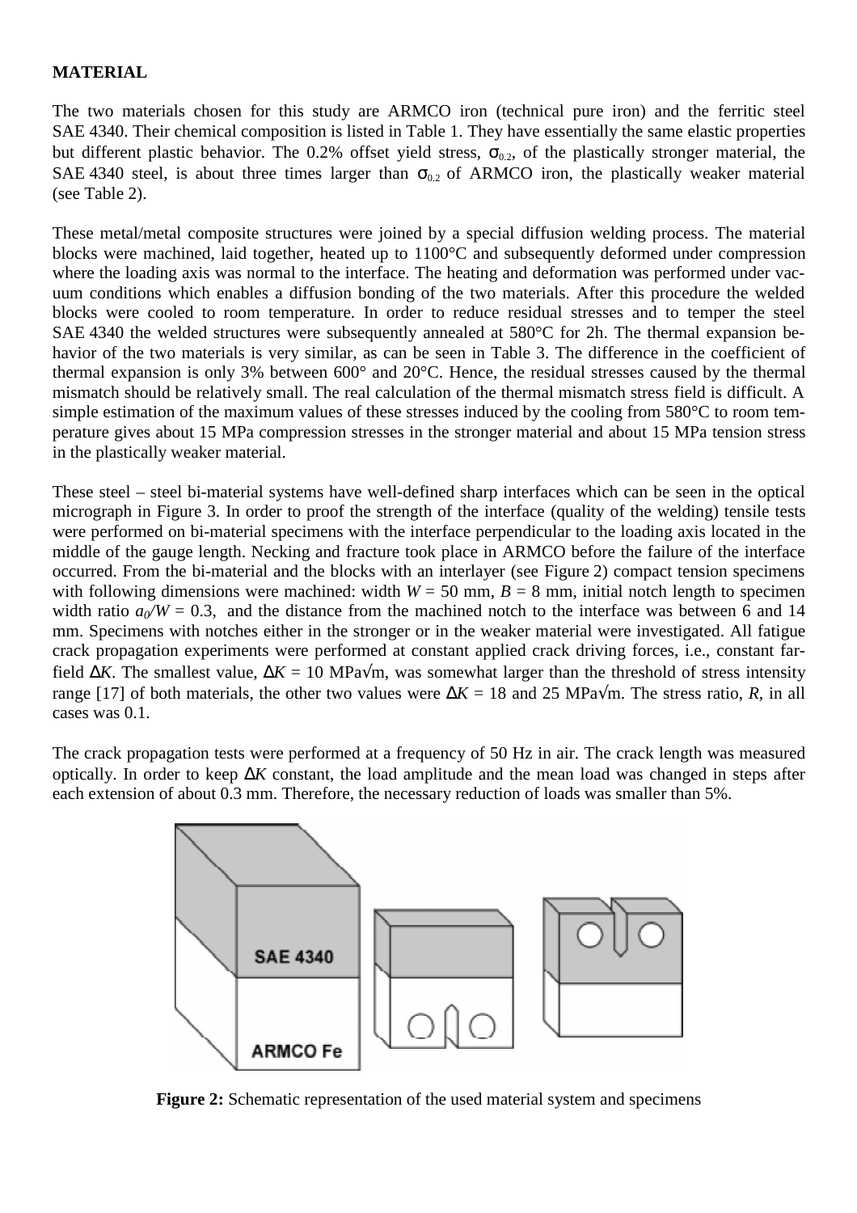**MATERIAL**

The two materials chosen for this study are ARMCO iron (technical pure iron) and the ferritic steel SAE 4340. Their chemical composition is listed in Table 1. They have essentially the same elastic properties but different plastic behavior. The 0.2% offset yield stress, $\sigma_{0.2}$, of the plastically stronger material, the SAE 4340 steel, is about three times larger than $\sigma_{0.2}$ of ARMCO iron, the plastically weaker material (see Table 2).

These metal/metal composite structures were joined by a special diffusion welding process. The material blocks were machined, laid together, heated up to 1100°C and subsequently deformed under compression where the loading axis was normal to the interface. The heating and deformation was performed under vacuum conditions which enables a diffusion bonding of the two materials. After this procedure the welded blocks were cooled to room temperature. In order to reduce residual stresses and to temper the steel SAE 4340 the welded structures were subsequently annealed at 580°C for 2h. The thermal expansion behavior of the two materials is very similar, as can be seen in Table 3. The difference in the coefficient of thermal expansion is only 3% between 600° and 20°C. Hence, the residual stresses caused by the thermal mismatch should be relatively small. The real calculation of the thermal mismatch stress field is difficult. A simple estimation of the maximum values of these stresses induced by the cooling from 580°C to room temperature gives about 15 MPa compression stresses in the stronger material and about 15 MPa tension stress in the plastically weaker material.

These steel – steel bi-material systems have well-defined sharp interfaces which can be seen in the optical micrograph in Figure 3. In order to proof the strength of the interface (quality of the welding) tensile tests were performed on bi-material specimens with the interface perpendicular to the loading axis located in the middle of the gauge length. Necking and fracture took place in ARMCO before the failure of the interface occurred. From the bi-material and the blocks with an interlayer (see Figure 2) compact tension specimens with following dimensions were machined: width $W$ = 50 mm, $B$ = 8 mm, initial notch length to specimen width ratio $a_0/W$ = 0.3, and the distance from the machined notch to the interface was between 6 and 14 mm. Specimens with notches either in the stronger or in the weaker material were investigated. All fatigue crack propagation experiments were performed at constant applied crack driving forces, i.e., constant far-field $\Delta K$. The smallest value, $\Delta K$ = 10 MPa√m, was somewhat larger than the threshold of stress intensity range [17] of both materials, the other two values were $\Delta K$ = 18 and 25 MPa√m. The stress ratio, $R$, in all cases was 0.1.

The crack propagation tests were performed at a frequency of 50 Hz in air. The crack length was measured optically. In order to keep $\Delta K$ constant, the load amplitude and the mean load was changed in steps after each extension of about 0.3 mm. Therefore, the necessary reduction of loads was smaller than 5%.

**Figure 2:** Schematic representation of the used material system and specimens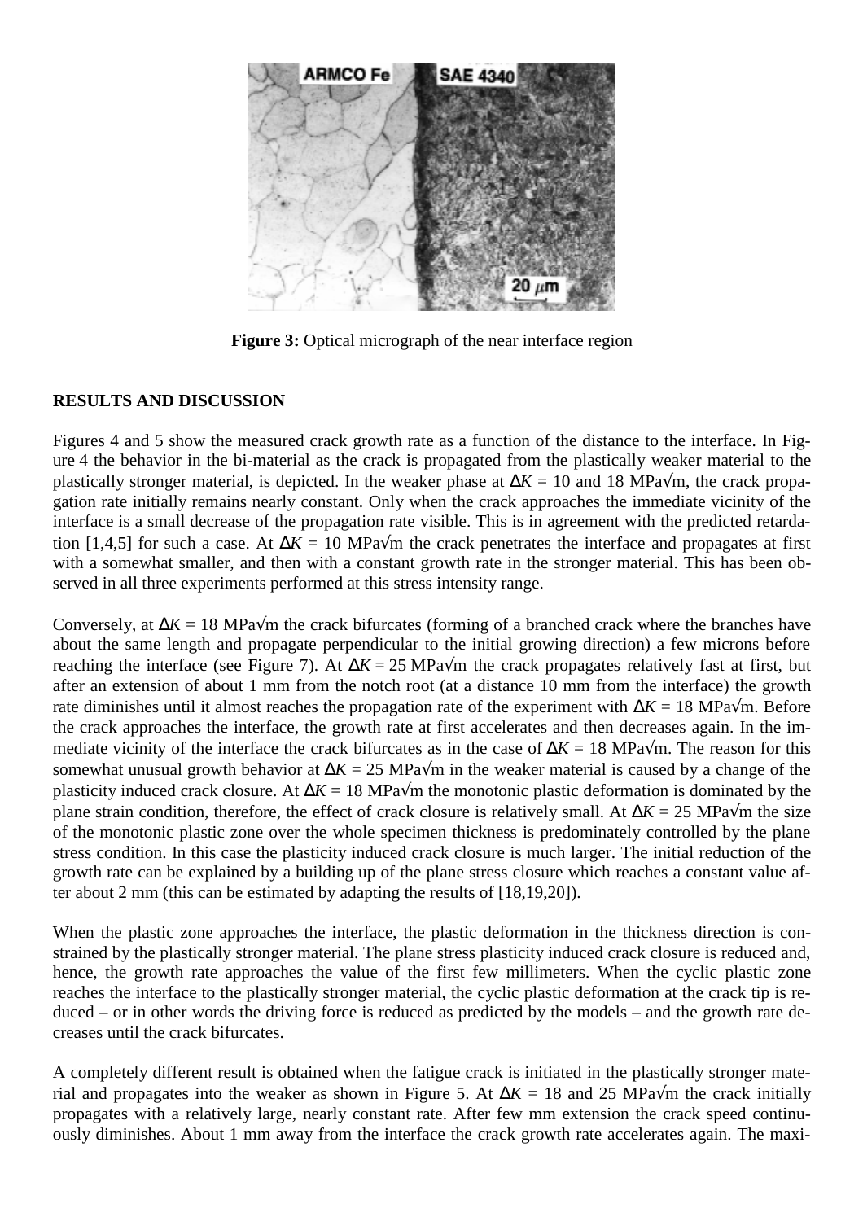**Figure 3:** Optical micrograph of the near interface region

## RESULTS AND DISCUSSION

Figures 4 and 5 show the measured crack growth rate as a function of the distance to the interface. In Figure 4 the behavior in the bi-material as the crack is propagated from the plastically weaker material to the plastically stronger material, is depicted. In the weaker phase at $\Delta K$ = 10 and 18 MPa√m, the crack propagation rate initially remains nearly constant. Only when the crack approaches the immediate vicinity of the interface is a small decrease of the propagation rate visible. This is in agreement with the predicted retardation [1,4,5] for such a case. At $\Delta K$ = 10 MPa√m the crack penetrates the interface and propagates at first with a somewhat smaller, and then with a constant growth rate in the stronger material. This has been observed in all three experiments performed at this stress intensity range.

Conversely, at $\Delta K$ = 18 MPa√m the crack bifurcates (forming of a branched crack where the branches have about the same length and propagate perpendicular to the initial growing direction) a few microns before reaching the interface (see Figure 7). At $\Delta K$ = 25 MPa√m the crack propagates relatively fast at first, but after an extension of about 1 mm from the notch root (at a distance 10 mm from the interface) the growth rate diminishes until it almost reaches the propagation rate of the experiment with $\Delta K$ = 18 MPa√m. Before the crack approaches the interface, the growth rate at first accelerates and then decreases again. In the immediate vicinity of the interface the crack bifurcates as in the case of $\Delta K$ = 18 MPa√m. The reason for this somewhat unusual growth behavior at $\Delta K$ = 25 MPa√m in the weaker material is caused by a change of the plasticity induced crack closure. At $\Delta K$ = 18 MPa√m the monotonic plastic deformation is dominated by the plane strain condition, therefore, the effect of crack closure is relatively small. At $\Delta K$ = 25 MPa√m the size of the monotonic plastic zone over the whole specimen thickness is predominately controlled by the plane stress condition. In this case the plasticity induced crack closure is much larger. The initial reduction of the growth rate can be explained by a building up of the plane stress closure which reaches a constant value after about 2 mm (this can be estimated by adapting the results of [18,19,20]).

When the plastic zone approaches the interface, the plastic deformation in the thickness direction is constrained by the plastically stronger material. The plane stress plasticity induced crack closure is reduced and, hence, the growth rate approaches the value of the first few millimeters. When the cyclic plastic zone reaches the interface to the plastically stronger material, the cyclic plastic deformation at the crack tip is reduced – or in other words the driving force is reduced as predicted by the models – and the growth rate decreases until the crack bifurcates.

A completely different result is obtained when the fatigue crack is initiated in the plastically stronger material and propagates into the weaker as shown in Figure 5. At $\Delta K$ = 18 and 25 MPa√m the crack initially propagates with a relatively large, nearly constant rate. After few mm extension the crack speed continuously diminishes. About 1 mm away from the interface the crack growth rate accelerates again. The maxi-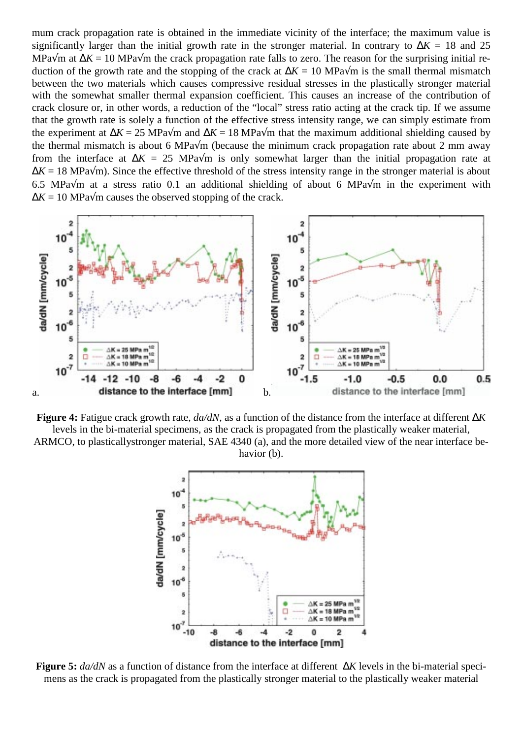mum crack propagation rate is obtained in the immediate vicinity of the interface; the maximum value is significantly larger than the initial growth rate in the stronger material. In contrary to $\Delta K$ = 18 and 25 MPa√m at $\Delta K$ = 10 MPa√m the crack propagation rate falls to zero. The reason for the surprising initial reduction of the growth rate and the stopping of the crack at $\Delta K$ = 10 MPa√m is the small thermal mismatch between the two materials which causes compressive residual stresses in the plastically stronger material with the somewhat smaller thermal expansion coefficient. This causes an increase of the contribution of crack closure or, in other words, a reduction of the "local" stress ratio acting at the crack tip. If we assume that the growth rate is solely a function of the effective stress intensity range, we can simply estimate from the experiment at $\Delta K$ = 25 MPa√m and $\Delta K$ = 18 MPa√m that the maximum additional shielding caused by the thermal mismatch is about 6 MPa√m (because the minimum crack propagation rate about 2 mm away from the interface at $\Delta K$ = 25 MPa√m is only somewhat larger than the initial propagation rate at $\Delta K$ = 18 MPa√m). Since the effective threshold of the stress intensity range in the stronger material is about 6.5 MPa√m at a stress ratio 0.1 an additional shielding of about 6 MPa√m in the experiment with $\Delta K$ = 10 MPa√m causes the observed stopping of the crack.

**Figure 4:** Fatigue crack growth rate, *da/dN*, as a function of the distance from the interface at different $\Delta K$ levels in the bi-material specimens, as the crack is propagated from the plastically weaker material, ARMCO, to plasticallystronger material, SAE 4340 (a), and the more detailed view of the near interface behavior (b).

**Figure 5:** *da/dN* as a function of distance from the interface at different $\Delta K$ levels in the bi-material specimens as the crack is propagated from the plastically stronger material to the plastically weaker material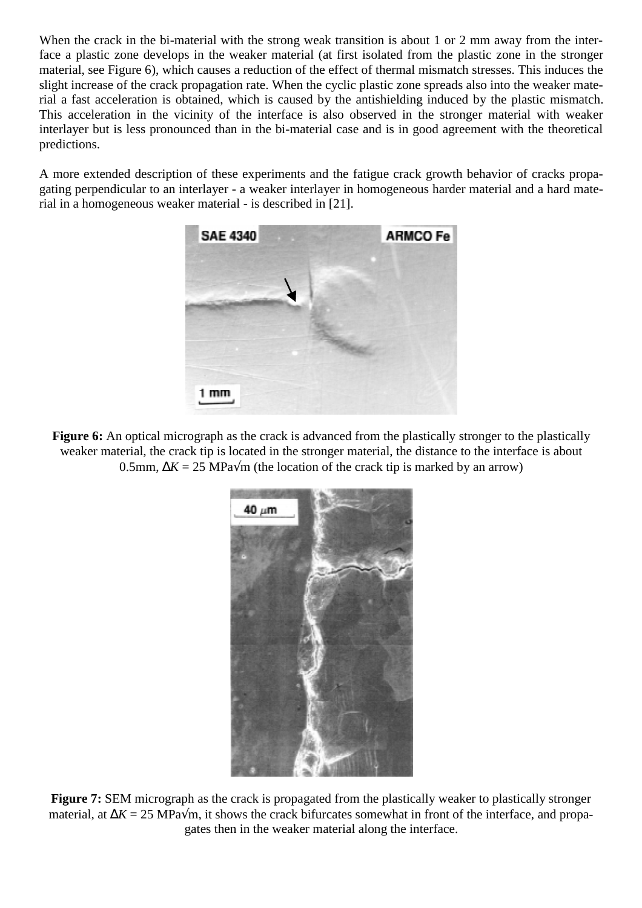When the crack in the bi-material with the strong weak transition is about 1 or 2 mm away from the interface a plastic zone develops in the weaker material (at first isolated from the plastic zone in the stronger material, see Figure 6), which causes a reduction of the effect of thermal mismatch stresses. This induces the slight increase of the crack propagation rate. When the cyclic plastic zone spreads also into the weaker material a fast acceleration is obtained, which is caused by the antishielding induced by the plastic mismatch. This acceleration in the vicinity of the interface is also observed in the stronger material with weaker interlayer but is less pronounced than in the bi-material case and is in good agreement with the theoretical predictions.

A more extended description of these experiments and the fatigue crack growth behavior of cracks propagating perpendicular to an interlayer - a weaker interlayer in homogeneous harder material and a hard material in a homogeneous weaker material - is described in [21].

**Figure 6:** An optical micrograph as the crack is advanced from the plastically stronger to the plastically weaker material, the crack tip is located in the stronger material, the distance to the interface is about 0.5mm, $\Delta K$ = 25 MPa√m (the location of the crack tip is marked by an arrow)

**Figure 7:** SEM micrograph as the crack is propagated from the plastically weaker to plastically stronger material, at $\Delta K$ = 25 MPa√m, it shows the crack bifurcates somewhat in front of the interface, and propagates then in the weaker material along the interface.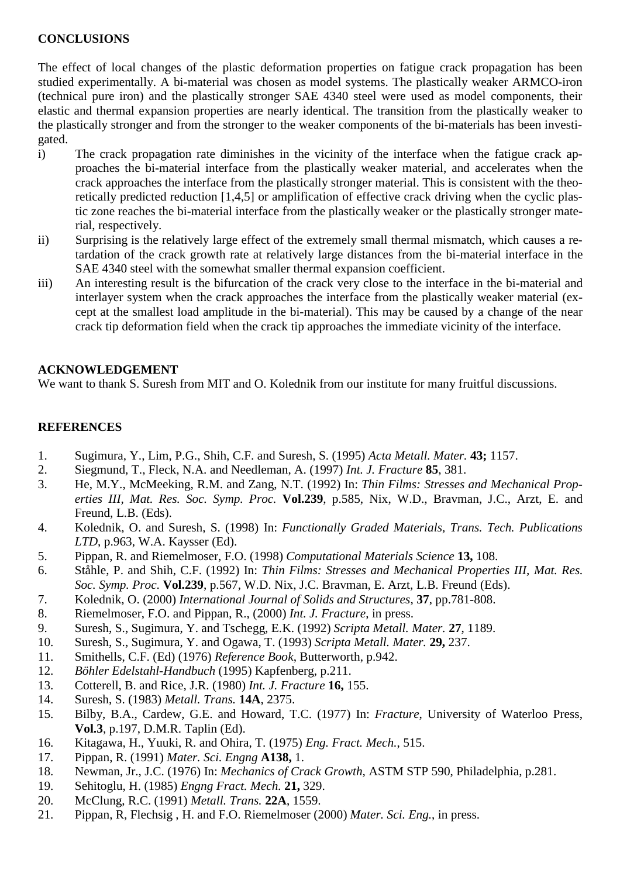## CONCLUSIONS

The effect of local changes of the plastic deformation properties on fatigue crack propagation has been studied experimentally. A bi-material was chosen as model systems. The plastically weaker ARMCO-iron (technical pure iron) and the plastically stronger SAE 4340 steel were used as model components, their elastic and thermal expansion properties are nearly identical. The transition from the plastically weaker to the plastically stronger and from the stronger to the weaker components of the bi-materials has been investigated.

i) The crack propagation rate diminishes in the vicinity of the interface when the fatigue crack approaches the bi-material interface from the plastically weaker material, and accelerates when the crack approaches the interface from the plastically stronger material. This is consistent with the theoretically predicted reduction [1,4,5] or amplification of effective crack driving when the cyclic plastic zone reaches the bi-material interface from the plastically weaker or the plastically stronger material, respectively.

ii) Surprising is the relatively large effect of the extremely small thermal mismatch, which causes a retardation of the crack growth rate at relatively large distances from the bi-material interface in the SAE 4340 steel with the somewhat smaller thermal expansion coefficient.

iii) An interesting result is the bifurcation of the crack very close to the interface in the bi-material and interlayer system when the crack approaches the interface from the plastically weaker material (except at the smallest load amplitude in the bi-material). This may be caused by a change of the near crack tip deformation field when the crack tip approaches the immediate vicinity of the interface.

## ACKNOWLEDGEMENT

We want to thank S. Suresh from MIT and O. Kolednik from our institute for many fruitful discussions.

## REFERENCES

1. Sugimura, Y., Lim, P.G., Shih, C.F. and Suresh, S. (1995) *Acta Metall. Mater.* **43;** 1157.
2. Siegmund, T., Fleck, N.A. and Needleman, A. (1997) *Int. J. Fracture* **85**, 381.
3. He, M.Y., McMeeking, R.M. and Zang, N.T. (1992) In: *Thin Films: Stresses and Mechanical Properties III, Mat. Res. Soc. Symp. Proc.* **Vol.239**, p.585, Nix, W.D., Bravman, J.C., Arzt, E. and Freund, L.B. (Eds).
4. Kolednik, O. and Suresh, S. (1998) In: *Functionally Graded Materials, Trans. Tech. Publications LTD*, p.963, W.A. Kaysser (Ed).
5. Pippan, R. and Riemelmoser, F.O. (1998) *Computational Materials Science* **13,** 108.
6. Ståhle, P. and Shih, C.F. (1992) In: *Thin Films: Stresses and Mechanical Properties III, Mat. Res. Soc. Symp. Proc.* **Vol.239**, p.567, W.D. Nix, J.C. Bravman, E. Arzt, L.B. Freund (Eds).
7. Kolednik, O. (2000) *International Journal of Solids and Structures*, **37**, pp.781-808.
8. Riemelmoser, F.O. and Pippan, R., (2000) *Int. J. Fracture*, in press.
9. Suresh, S., Sugimura, Y. and Tschegg, E.K. (1992) *Scripta Metall. Mater.* **27**, 1189.
10. Suresh, S., Sugimura, Y. and Ogawa, T. (1993) *Scripta Metall. Mater.* **29,** 237.
11. Smithells, C.F. (Ed) (1976) *Reference Book*, Butterworth, p.942.
12. *Böhler Edelstahl-Handbuch* (1995) Kapfenberg, p.211.
13. Cotterell, B. and Rice, J.R. (1980) *Int. J. Fracture* **16,** 155.
14. Suresh, S. (1983) *Metall. Trans.* **14A**, 2375.
15. Bilby, B.A., Cardew, G.E. and Howard, T.C. (1977) In: *Fracture*, University of Waterloo Press, **Vol.3**, p.197, D.M.R. Taplin (Ed).
16. Kitagawa, H., Yuuki, R. and Ohira, T. (1975) *Eng. Fract. Mech.*, 515.
17. Pippan, R. (1991) *Mater. Sci. Engng* **A138,** 1.
18. Newman, Jr., J.C. (1976) In: *Mechanics of Crack Growth*, ASTM STP 590, Philadelphia, p.281.
19. Sehitoglu, H. (1985) *Engng Fract. Mech.* **21,** 329.
20. McClung, R.C. (1991) *Metall. Trans.* **22A**, 1559.
21. Pippan, R, Flechsig , H. and F.O. Riemelmoser (2000) *Mater. Sci. Eng.*, in press.